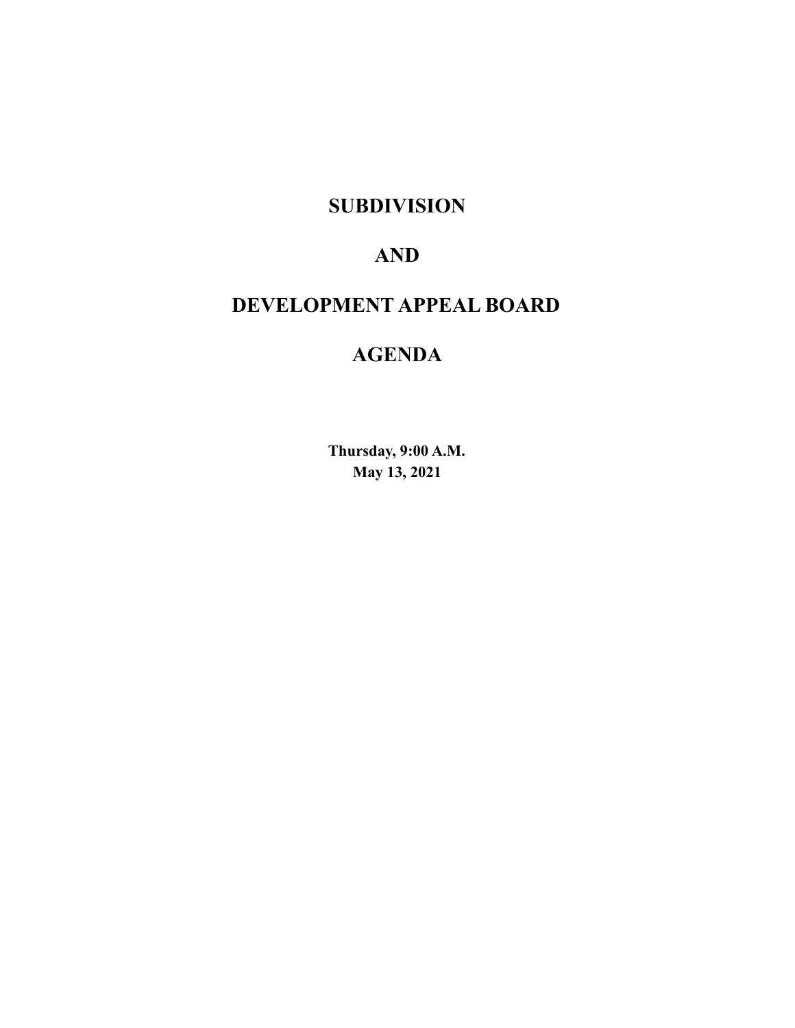# SUBDIVISION

# AND

# DEVELOPMENT APPEAL BOARD

# AGENDA

**Thursday, 9:00 A.M.**
**May 13, 2021**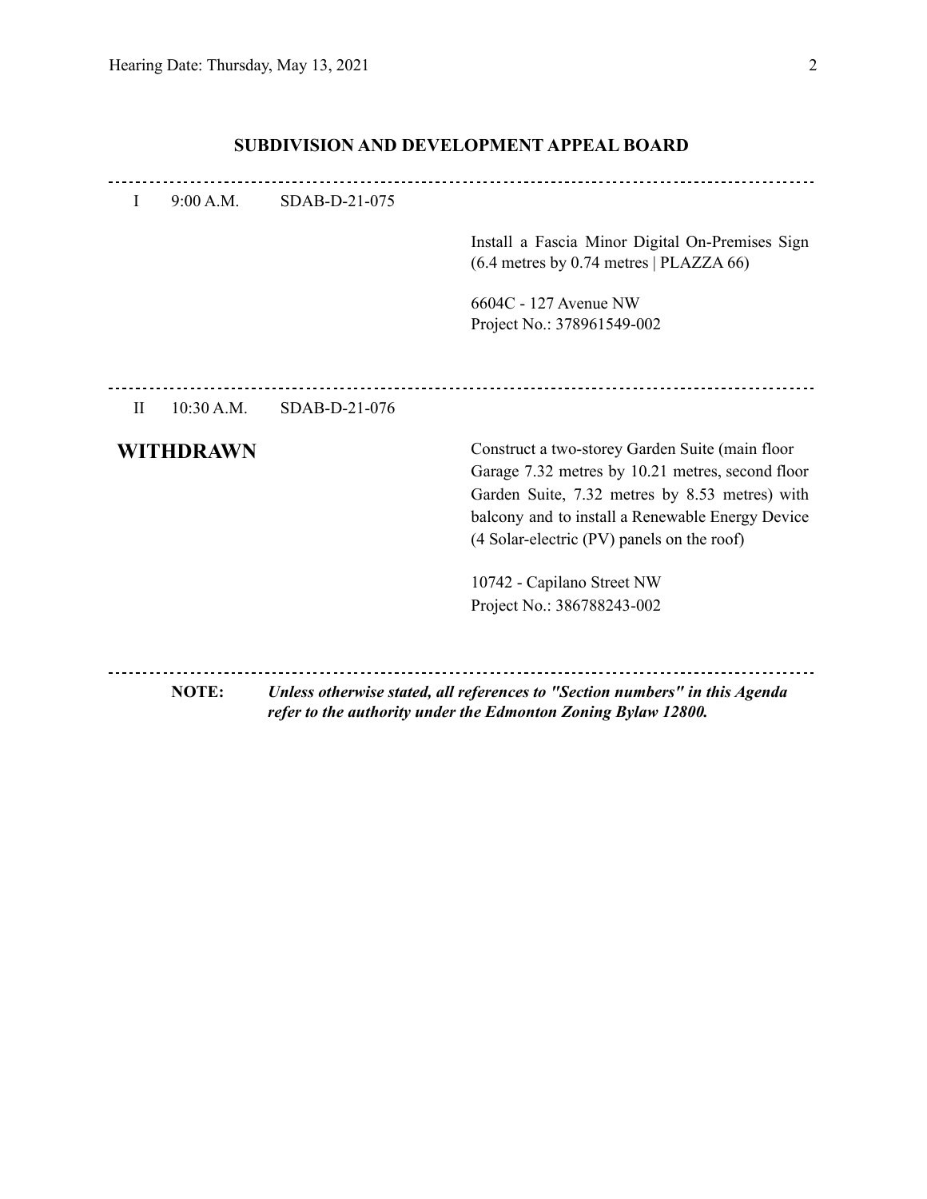## SUBDIVISION AND DEVELOPMENT APPEAL BOARD

---

I 9:00 A.M. SDAB-D-21-075

Install a Fascia Minor Digital On-Premises Sign (6.4 metres by 0.74 metres | PLAZZA 66)

6604C - 127 Avenue NW
Project No.: 378961549-002

---

II 10:30 A.M. SDAB-D-21-076

**WITHDRAWN**

Construct a two-storey Garden Suite (main floor Garage 7.32 metres by 10.21 metres, second floor Garden Suite, 7.32 metres by 8.53 metres) with balcony and to install a Renewable Energy Device (4 Solar-electric (PV) panels on the roof)

10742 - Capilano Street NW
Project No.: 386788243-002

---

**NOTE:** ***Unless otherwise stated, all references to "Section numbers" in this Agenda refer to the authority under the Edmonton Zoning Bylaw 12800.***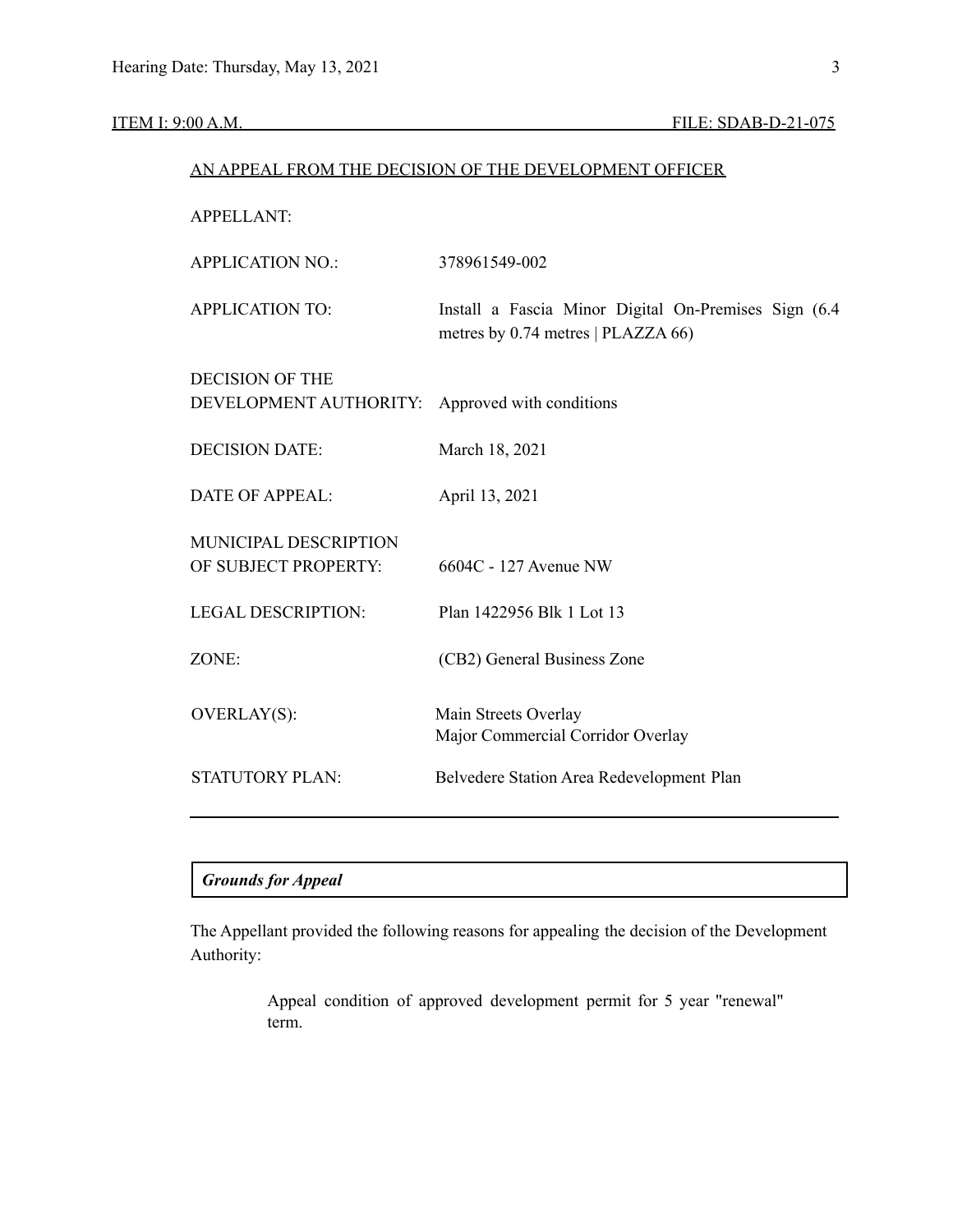ITEM I: 9:00 A.M. FILE: SDAB-D-21-075

AN APPEAL FROM THE DECISION OF THE DEVELOPMENT OFFICER

| | |
|---|---|
| APPELLANT: | |
| APPLICATION NO.: | 378961549-002 |
| APPLICATION TO: | Install a Fascia Minor Digital On-Premises Sign (6.4 metres by 0.74 metres \| PLAZZA 66) |
| DECISION OF THE DEVELOPMENT AUTHORITY: | Approved with conditions |
| DECISION DATE: | March 18, 2021 |
| DATE OF APPEAL: | April 13, 2021 |
| MUNICIPAL DESCRIPTION OF SUBJECT PROPERTY: | 6604C - 127 Avenue NW |
| LEGAL DESCRIPTION: | Plan 1422956 Blk 1 Lot 13 |
| ZONE: | (CB2) General Business Zone |
| OVERLAY(S): | Main Streets Overlay<br>Major Commercial Corridor Overlay |
| STATUTORY PLAN: | Belvedere Station Area Redevelopment Plan |

---

***Grounds for Appeal***

The Appellant provided the following reasons for appealing the decision of the Development Authority:

> Appeal condition of approved development permit for 5 year "renewal" term.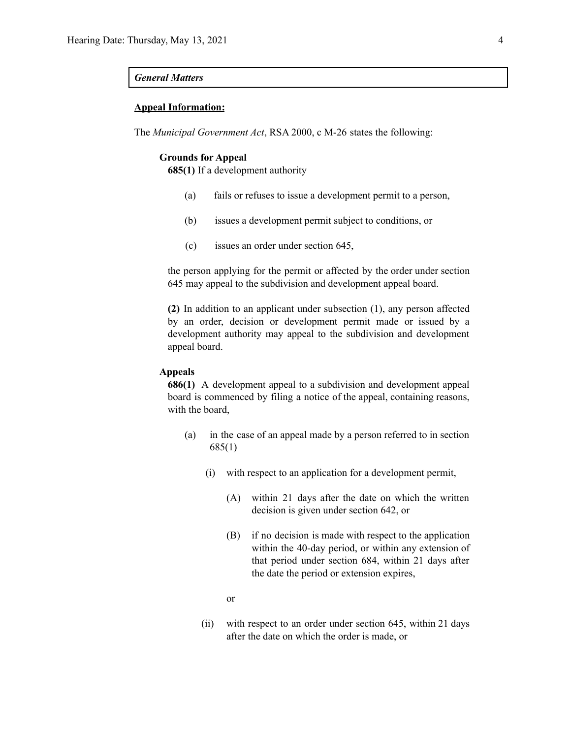***General Matters***

**Appeal Information:**

The *Municipal Government Act*, RSA 2000, c M-26 states the following:

**Grounds for Appeal**

**685(1)** If a development authority

(a) fails or refuses to issue a development permit to a person,

(b) issues a development permit subject to conditions, or

(c) issues an order under section 645,

the person applying for the permit or affected by the order under section 645 may appeal to the subdivision and development appeal board.

**(2)** In addition to an applicant under subsection (1), any person affected by an order, decision or development permit made or issued by a development authority may appeal to the subdivision and development appeal board.

**Appeals**

**686(1)** A development appeal to a subdivision and development appeal board is commenced by filing a notice of the appeal, containing reasons, with the board,

(a) in the case of an appeal made by a person referred to in section 685(1)

(i) with respect to an application for a development permit,

(A) within 21 days after the date on which the written decision is given under section 642, or

(B) if no decision is made with respect to the application within the 40-day period, or within any extension of that period under section 684, within 21 days after the date the period or extension expires,

or

(ii) with respect to an order under section 645, within 21 days after the date on which the order is made, or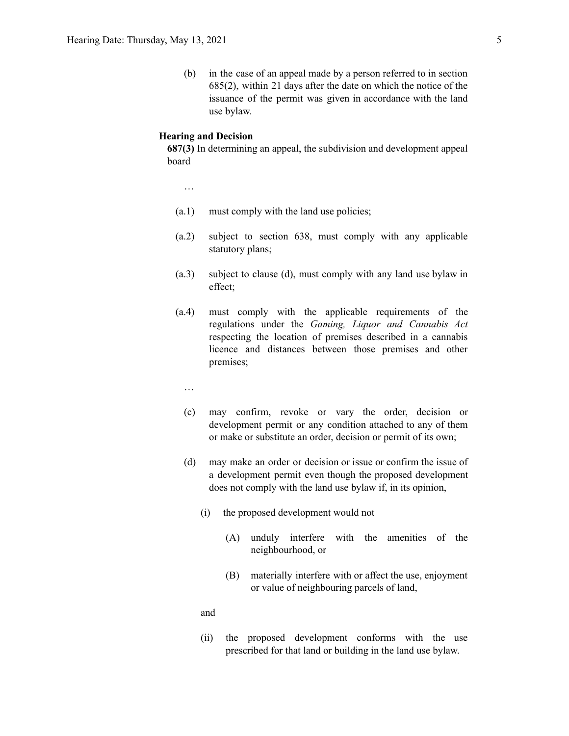(b) in the case of an appeal made by a person referred to in section 685(2), within 21 days after the date on which the notice of the issuance of the permit was given in accordance with the land use bylaw.

**Hearing and Decision**

**687(3)** In determining an appeal, the subdivision and development appeal board

…

(a.1) must comply with the land use policies;

(a.2) subject to section 638, must comply with any applicable statutory plans;

(a.3) subject to clause (d), must comply with any land use bylaw in effect;

(a.4) must comply with the applicable requirements of the regulations under the *Gaming, Liquor and Cannabis Act* respecting the location of premises described in a cannabis licence and distances between those premises and other premises;

…

(c) may confirm, revoke or vary the order, decision or development permit or any condition attached to any of them or make or substitute an order, decision or permit of its own;

(d) may make an order or decision or issue or confirm the issue of a development permit even though the proposed development does not comply with the land use bylaw if, in its opinion,

(i) the proposed development would not

(A) unduly interfere with the amenities of the neighbourhood, or

(B) materially interfere with or affect the use, enjoyment or value of neighbouring parcels of land,

and

(ii) the proposed development conforms with the use prescribed for that land or building in the land use bylaw.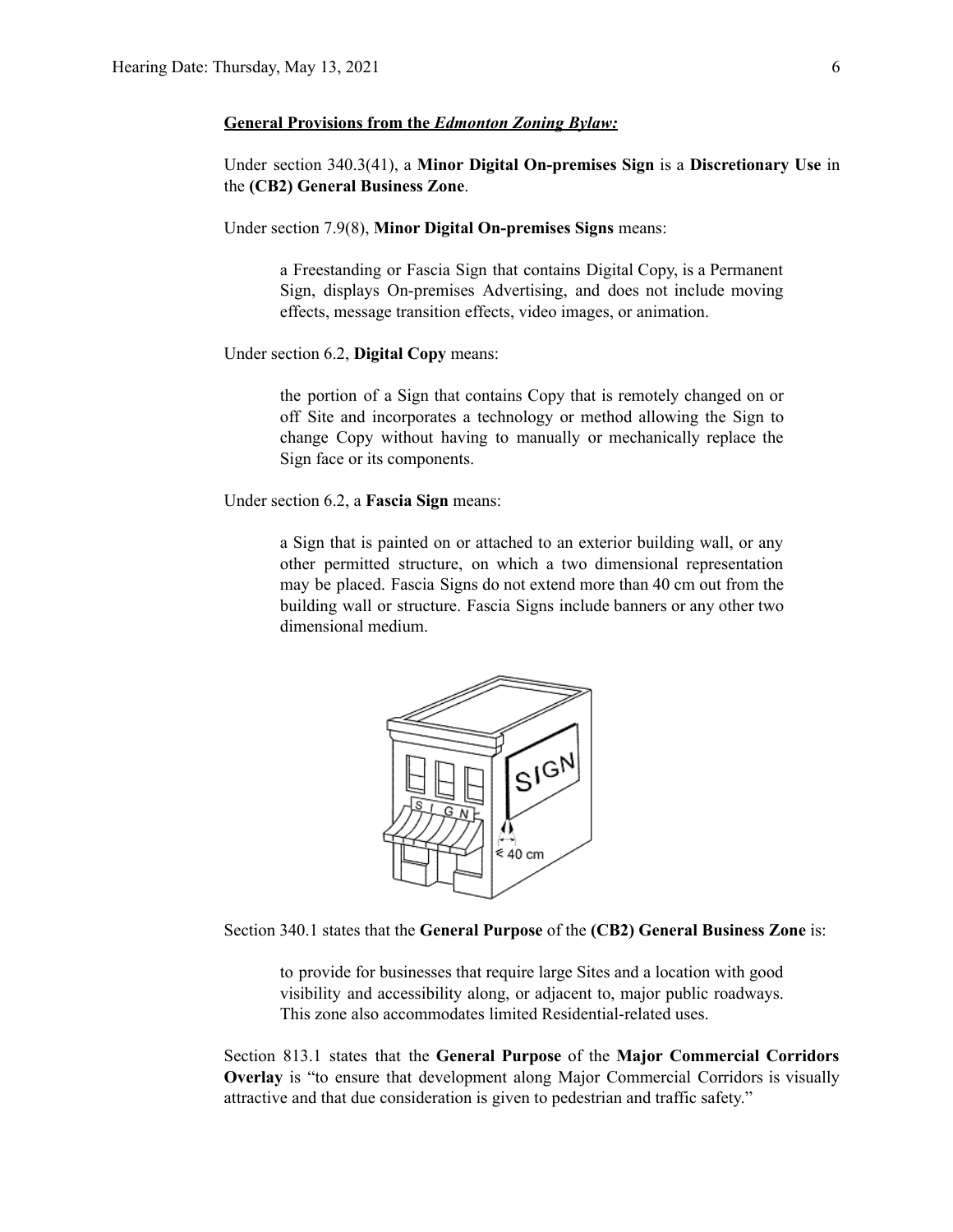**General Provisions from the *Edmonton Zoning Bylaw:***

Under section 340.3(41), a **Minor Digital On-premises Sign** is a **Discretionary Use** in the **(CB2) General Business Zone**.

Under section 7.9(8), **Minor Digital On-premises Signs** means:

> a Freestanding or Fascia Sign that contains Digital Copy, is a Permanent Sign, displays On-premises Advertising, and does not include moving effects, message transition effects, video images, or animation.

Under section 6.2, **Digital Copy** means:

> the portion of a Sign that contains Copy that is remotely changed on or off Site and incorporates a technology or method allowing the Sign to change Copy without having to manually or mechanically replace the Sign face or its components.

Under section 6.2, a **Fascia Sign** means:

> a Sign that is painted on or attached to an exterior building wall, or any other permitted structure, on which a two dimensional representation may be placed. Fascia Signs do not extend more than 40 cm out from the building wall or structure. Fascia Signs include banners or any other two dimensional medium.

Section 340.1 states that the **General Purpose** of the **(CB2) General Business Zone** is:

> to provide for businesses that require large Sites and a location with good visibility and accessibility along, or adjacent to, major public roadways. This zone also accommodates limited Residential-related uses.

Section 813.1 states that the **General Purpose** of the **Major Commercial Corridors Overlay** is "to ensure that development along Major Commercial Corridors is visually attractive and that due consideration is given to pedestrian and traffic safety."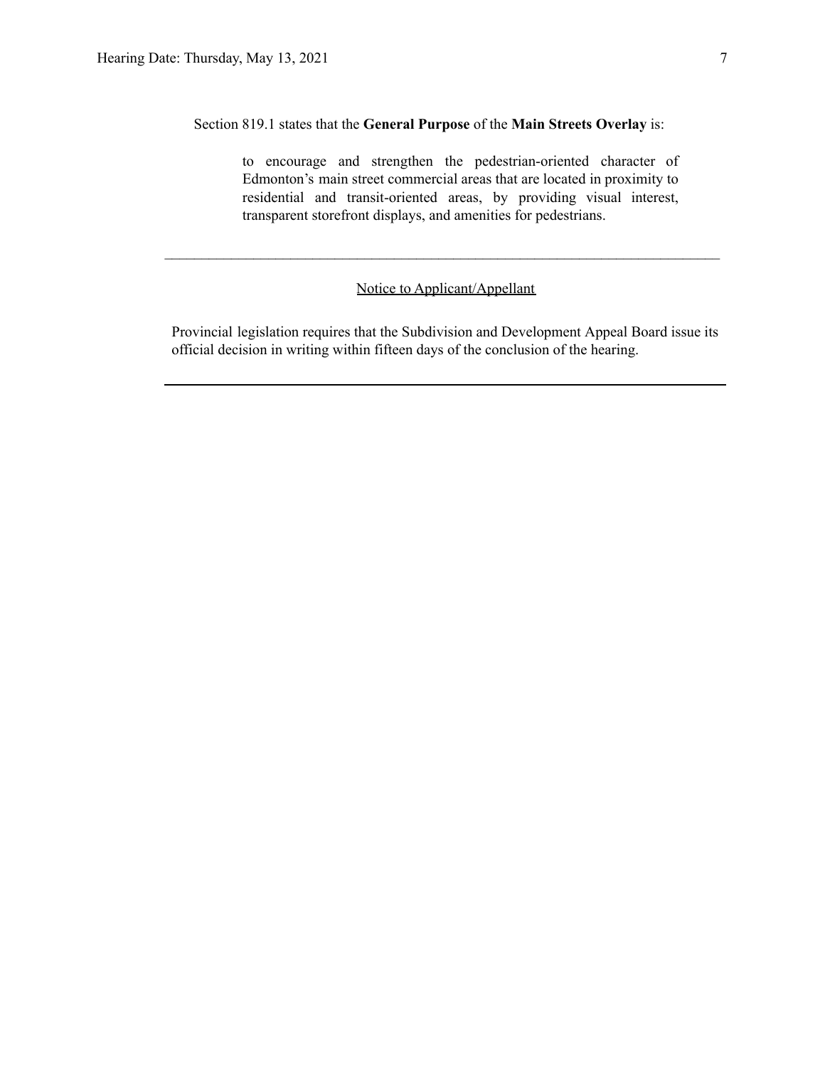Section 819.1 states that the **General Purpose** of the **Main Streets Overlay** is:

> to encourage and strengthen the pedestrian-oriented character of Edmonton's main street commercial areas that are located in proximity to residential and transit-oriented areas, by providing visual interest, transparent storefront displays, and amenities for pedestrians.

---

<u>Notice to Applicant/Appellant</u>

Provincial legislation requires that the Subdivision and Development Appeal Board issue its official decision in writing within fifteen days of the conclusion of the hearing.

---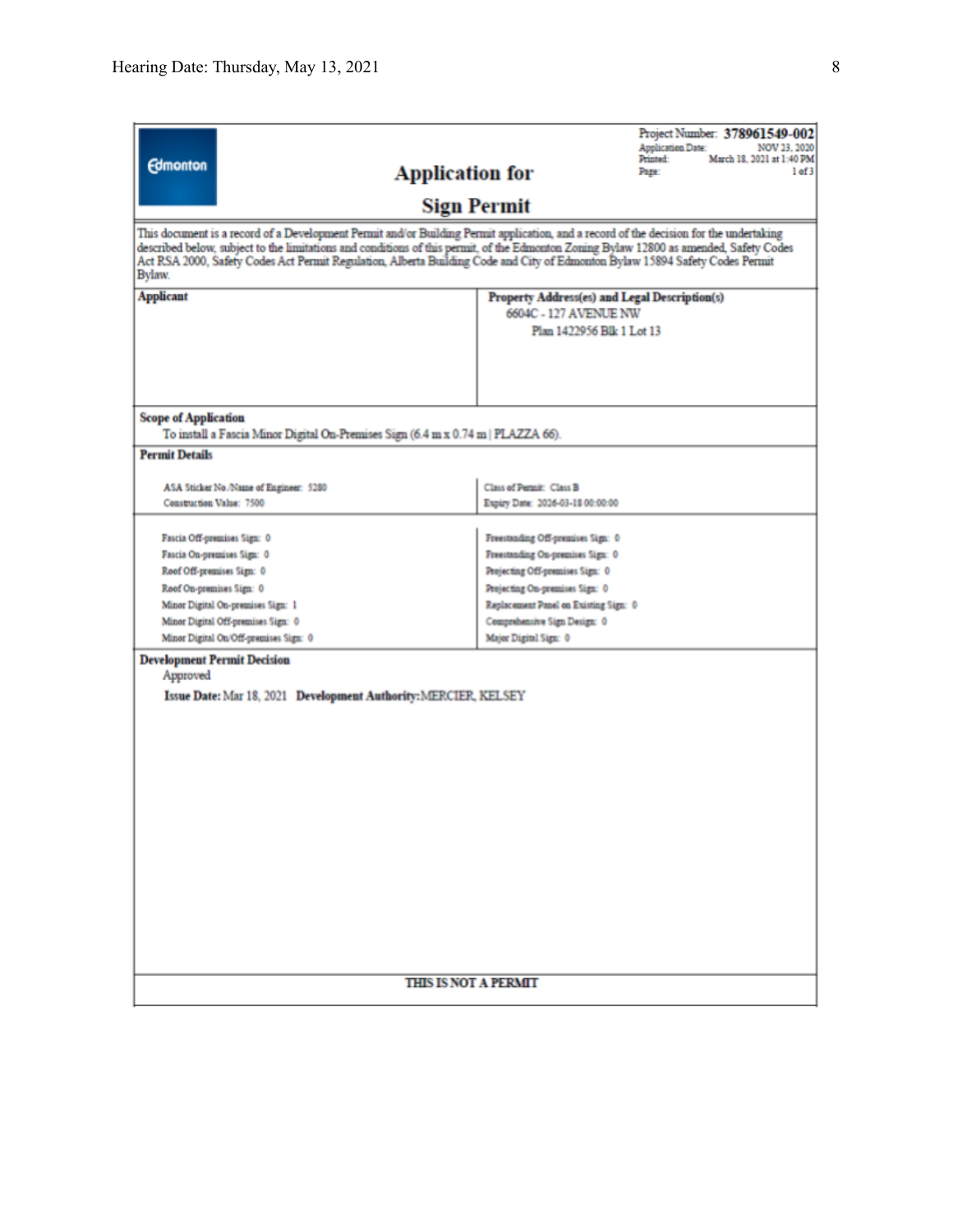Edmonton

# Application for Sign Permit

Project Number: **378961549-002**
Application Date: NOV 23, 2020
Printed: March 18, 2021 at 1:40 PM
Page: 1 of 3

This document is a record of a Development Permit and/or Building Permit application, and a record of the decision for the undertaking described below, subject to the limitations and conditions of this permit, of the Edmonton Zoning Bylaw 12800 as amended, Safety Codes Act RSA 2000, Safety Codes Act Permit Regulation, Alberta Building Code and City of Edmonton Bylaw 15894 Safety Codes Permit Bylaw.

| Applicant | Property Address(es) and Legal Description(s) |
|---|---|
| | 6604C - 127 AVENUE NW<br>Plan 1422956 Blk 1 Lot 13 |

**Scope of Application**

To install a Fascia Minor Digital On-Premises Sign (6.4 m x 0.74 m | PLAZZA 66).

**Permit Details**

| | |
|---|---|
| ASA Sticker No./Name of Engineer: 5280 | Class of Permit: Class B |
| Construction Value: 7500 | Expiry Date: 2026-03-18 00:00:00 |

| | |
|---|---|
| Fascia Off-premises Sign: 0 | Freestanding Off-premises Sign: 0 |
| Fascia On-premises Sign: 0 | Freestanding On-premises Sign: 0 |
| Roof Off-premises Sign: 0 | Projecting Off-premises Sign: 0 |
| Roof On-premises Sign: 0 | Projecting On-premises Sign: 0 |
| Minor Digital On-premises Sign: 1 | Replacement Panel on Existing Sign: 0 |
| Minor Digital Off-premises Sign: 0 | Comprehensive Sign Design: 0 |
| Minor Digital On/Off-premises Sign: 0 | Major Digital Sign: 0 |

**Development Permit Decision**

Approved

**Issue Date:** Mar 18, 2021 **Development Authority:** MERCIER, KELSEY

THIS IS NOT A PERMIT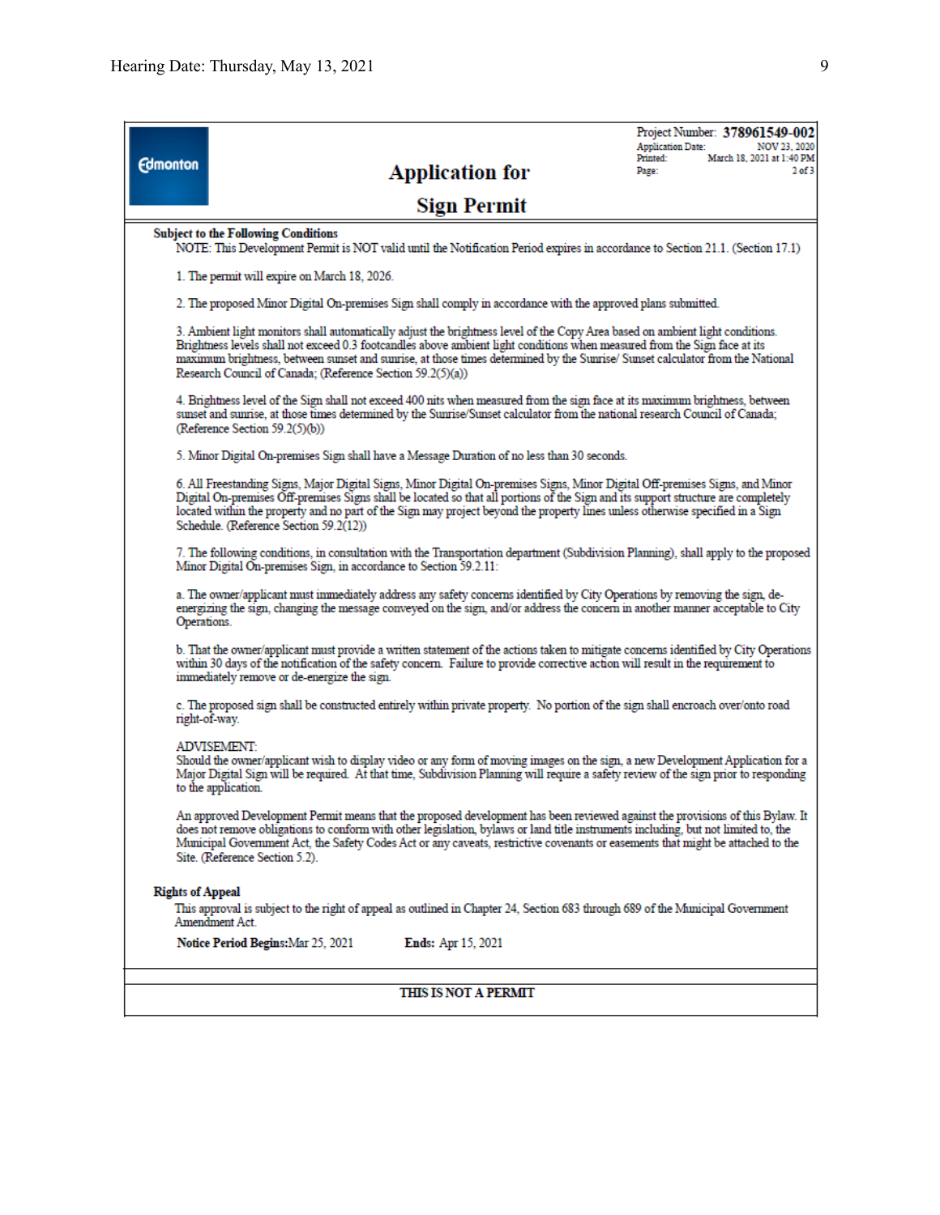Project Number: **378961549-002**
Application Date: NOV 23, 2020
Printed: March 18, 2021 at 1:40 PM
Page: 2 of 3

# Application for Sign Permit

**Subject to the Following Conditions**

NOTE: This Development Permit is NOT valid until the Notification Period expires in accordance to Section 21.1. (Section 17.1)

1. The permit will expire on March 18, 2026.

2. The proposed Minor Digital On-premises Sign shall comply in accordance with the approved plans submitted.

3. Ambient light monitors shall automatically adjust the brightness level of the Copy Area based on ambient light conditions. Brightness levels shall not exceed 0.3 footcandles above ambient light conditions when measured from the Sign face at its maximum brightness, between sunset and sunrise, at those times determined by the Sunrise/ Sunset calculator from the National Research Council of Canada; (Reference Section 59.2(5)(a))

4. Brightness level of the Sign shall not exceed 400 nits when measured from the sign face at its maximum brightness, between sunset and sunrise, at those times determined by the Sunrise/Sunset calculator from the national research Council of Canada; (Reference Section 59.2(5)(b))

5. Minor Digital On-premises Sign shall have a Message Duration of no less than 30 seconds.

6. All Freestanding Signs, Major Digital Signs, Minor Digital On-premises Signs, Minor Digital Off-premises Signs, and Minor Digital On-premises Off-premises Signs shall be located so that all portions of the Sign and its support structure are completely located within the property and no part of the Sign may project beyond the property lines unless otherwise specified in a Sign Schedule. (Reference Section 59.2(12))

7. The following conditions, in consultation with the Transportation department (Subdivision Planning), shall apply to the proposed Minor Digital On-premises Sign, in accordance to Section 59.2.11:

a. The owner/applicant must immediately address any safety concerns identified by City Operations by removing the sign, de-energizing the sign, changing the message conveyed on the sign, and/or address the concern in another manner acceptable to City Operations.

b. That the owner/applicant must provide a written statement of the actions taken to mitigate concerns identified by City Operations within 30 days of the notification of the safety concern. Failure to provide corrective action will result in the requirement to immediately remove or de-energize the sign.

c. The proposed sign shall be constructed entirely within private property. No portion of the sign shall encroach over/onto road right-of-way.

ADVISEMENT:
Should the owner/applicant wish to display video or any form of moving images on the sign, a new Development Application for a Major Digital Sign will be required. At that time, Subdivision Planning will require a safety review of the sign prior to responding to the application.

An approved Development Permit means that the proposed development has been reviewed against the provisions of this Bylaw. It does not remove obligations to conform with other legislation, bylaws or land title instruments including, but not limited to, the Municipal Government Act, the Safety Codes Act or any caveats, restrictive covenants or easements that might be attached to the Site. (Reference Section 5.2).

**Rights of Appeal**

This approval is subject to the right of appeal as outlined in Chapter 24, Section 683 through 689 of the Municipal Government Amendment Act.

**Notice Period Begins:** Mar 25, 2021 **Ends:** Apr 15, 2021

**THIS IS NOT A PERMIT**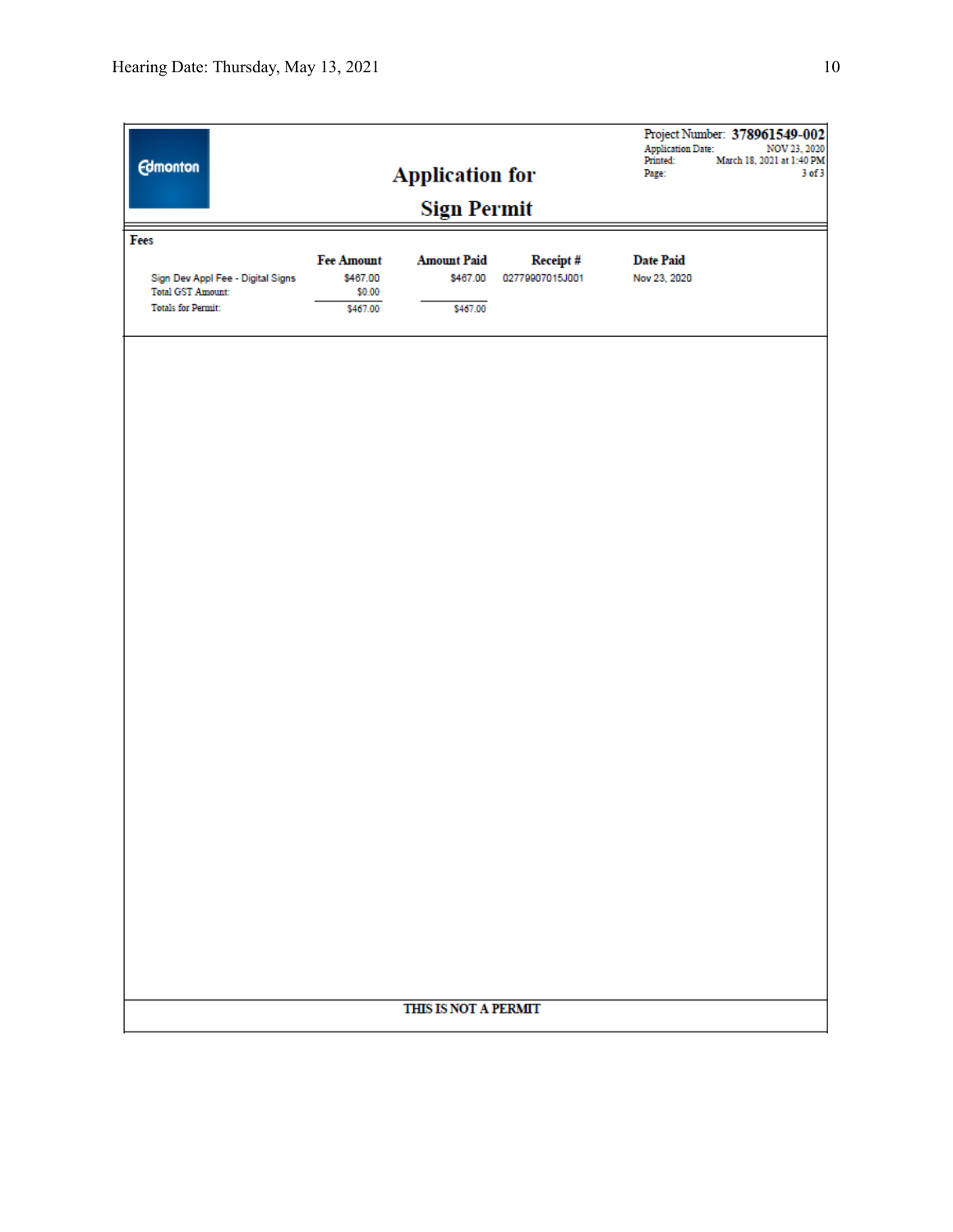Edmonton

# Application for Sign Permit

Project Number: **378961549-002**
Application Date: NOV 23, 2020
Printed: March 18, 2021 at 1:40 PM
Page: 3 of 3

**Fees**

| | Fee Amount | Amount Paid | Receipt # | Date Paid |
|---|---|---|---|---|
| Sign Dev Appl Fee - Digital Signs | $467.00 | $467.00 | 02779907015J001 | Nov 23, 2020 |
| Total GST Amount: | $0.00 | | | |
| Totals for Permit: | $467.00 | $467.00 | | |

**THIS IS NOT A PERMIT**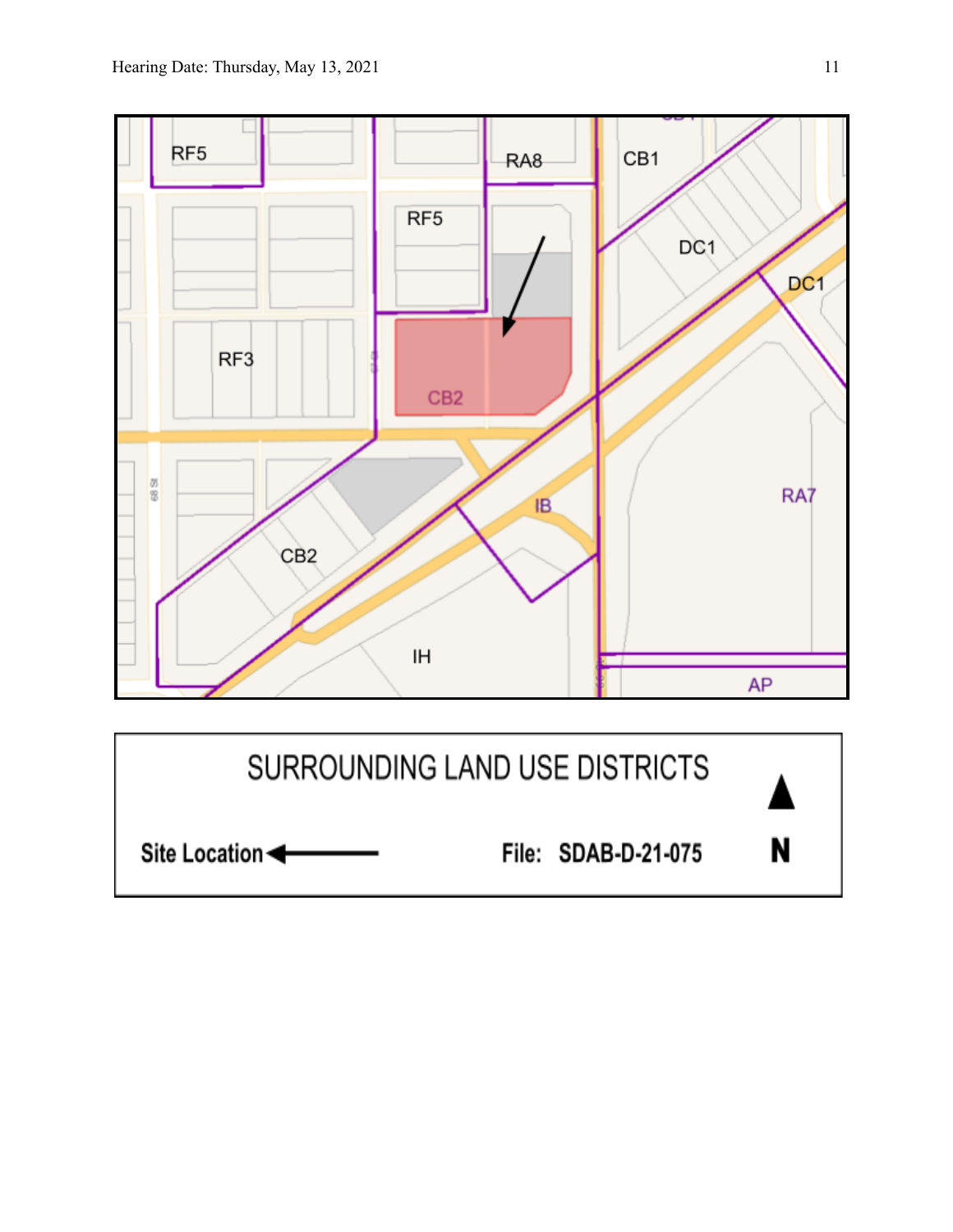RF5

RA8

CB1

RF5

DC1

DC1

RF3

CB2

IB

RA7

CB2

IH

AP

SURROUNDING LAND USE DISTRICTS

Site Location

File: SDAB-D-21-075

N